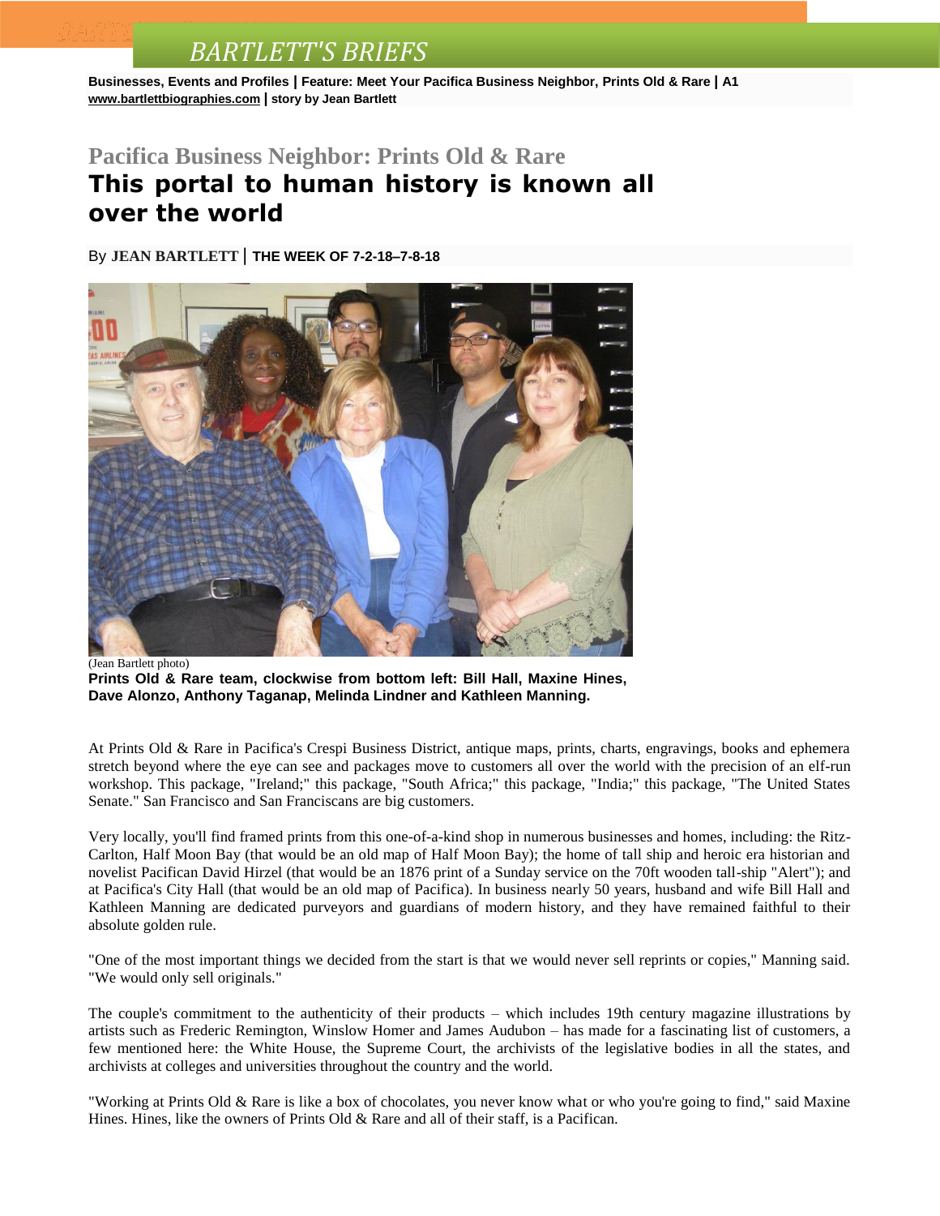BARTLETT'S BRIEFS

**Businesses, Events and Profiles | Feature: Meet Your Pacifica Business Neighbor, Prints Old & Rare | A1**
**www.bartlettbiographies.com | story by Jean Bartlett**

## Pacifica Business Neighbor: Prints Old & Rare

# This portal to human history is known all over the world

By **JEAN BARTLETT** | **THE WEEK OF 7-2-18–7-8-18**

(Jean Bartlett photo)
**Prints Old & Rare team, clockwise from bottom left: Bill Hall, Maxine Hines, Dave Alonzo, Anthony Taganap, Melinda Lindner and Kathleen Manning.**

At Prints Old & Rare in Pacifica's Crespi Business District, antique maps, prints, charts, engravings, books and ephemera stretch beyond where the eye can see and packages move to customers all over the world with the precision of an elf-run workshop. This package, "Ireland;" this package, "South Africa;" this package, "India;" this package, "The United States Senate." San Francisco and San Franciscans are big customers.

Very locally, you'll find framed prints from this one-of-a-kind shop in numerous businesses and homes, including: the Ritz-Carlton, Half Moon Bay (that would be an old map of Half Moon Bay); the home of tall ship and heroic era historian and novelist Pacifican David Hirzel (that would be an 1876 print of a Sunday service on the 70ft wooden tall-ship "Alert"); and at Pacifica's City Hall (that would be an old map of Pacifica). In business nearly 50 years, husband and wife Bill Hall and Kathleen Manning are dedicated purveyors and guardians of modern history, and they have remained faithful to their absolute golden rule.

"One of the most important things we decided from the start is that we would never sell reprints or copies," Manning said. "We would only sell originals."

The couple's commitment to the authenticity of their products – which includes 19th century magazine illustrations by artists such as Frederic Remington, Winslow Homer and James Audubon – has made for a fascinating list of customers, a few mentioned here: the White House, the Supreme Court, the archivists of the legislative bodies in all the states, and archivists at colleges and universities throughout the country and the world.

"Working at Prints Old & Rare is like a box of chocolates, you never know what or who you're going to find," said Maxine Hines. Hines, like the owners of Prints Old & Rare and all of their staff, is a Pacifican.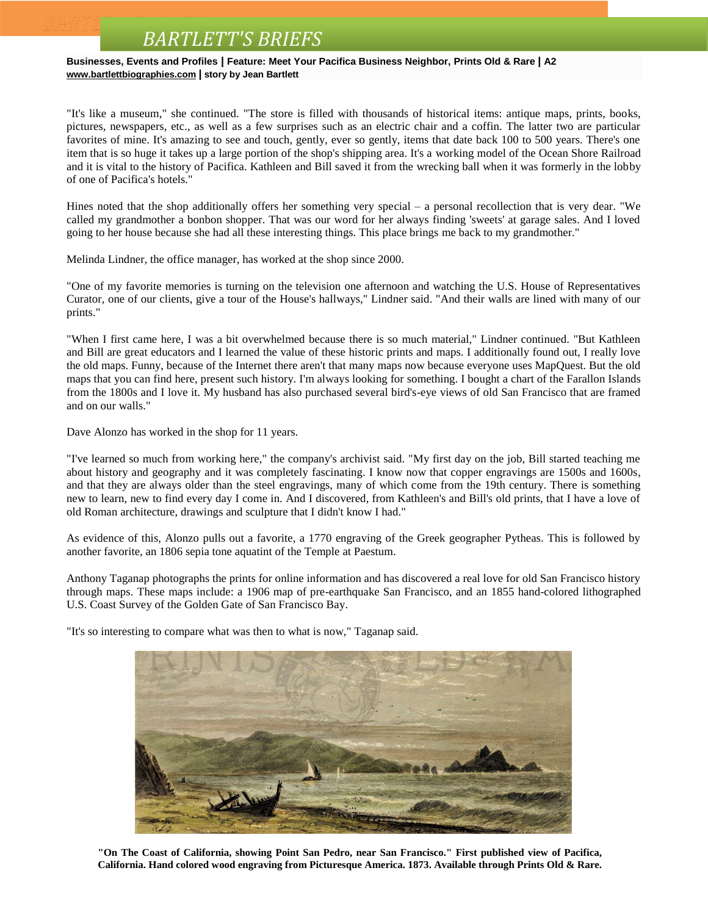"It's like a museum," she continued. "The store is filled with thousands of historical items: antique maps, prints, books, pictures, newspapers, etc., as well as a few surprises such as an electric chair and a coffin. The latter two are particular favorites of mine. It's amazing to see and touch, gently, ever so gently, items that date back 100 to 500 years. There's one item that is so huge it takes up a large portion of the shop's shipping area. It's a working model of the Ocean Shore Railroad and it is vital to the history of Pacifica. Kathleen and Bill saved it from the wrecking ball when it was formerly in the lobby of one of Pacifica's hotels."

Hines noted that the shop additionally offers her something very special – a personal recollection that is very dear. "We called my grandmother a bonbon shopper. That was our word for her always finding 'sweets' at garage sales. And I loved going to her house because she had all these interesting things. This place brings me back to my grandmother."

Melinda Lindner, the office manager, has worked at the shop since 2000.

"One of my favorite memories is turning on the television one afternoon and watching the U.S. House of Representatives Curator, one of our clients, give a tour of the House's hallways," Lindner said. "And their walls are lined with many of our prints."

"When I first came here, I was a bit overwhelmed because there is so much material," Lindner continued. "But Kathleen and Bill are great educators and I learned the value of these historic prints and maps. I additionally found out, I really love the old maps. Funny, because of the Internet there aren't that many maps now because everyone uses MapQuest. But the old maps that you can find here, present such history. I'm always looking for something. I bought a chart of the Farallon Islands from the 1800s and I love it. My husband has also purchased several bird's-eye views of old San Francisco that are framed and on our walls."

Dave Alonzo has worked in the shop for 11 years.

"I've learned so much from working here," the company's archivist said. "My first day on the job, Bill started teaching me about history and geography and it was completely fascinating. I know now that copper engravings are 1500s and 1600s, and that they are always older than the steel engravings, many of which come from the 19th century. There is something new to learn, new to find every day I come in. And I discovered, from Kathleen's and Bill's old prints, that I have a love of old Roman architecture, drawings and sculpture that I didn't know I had."

As evidence of this, Alonzo pulls out a favorite, a 1770 engraving of the Greek geographer Pytheas. This is followed by another favorite, an 1806 sepia tone aquatint of the Temple at Paestum.

Anthony Taganap photographs the prints for online information and has discovered a real love for old San Francisco history through maps. These maps include: a 1906 map of pre-earthquake San Francisco, and an 1855 hand-colored lithographed U.S. Coast Survey of the Golden Gate of San Francisco Bay.

"It's so interesting to compare what was then to what is now," Taganap said.

**"On The Coast of California, showing Point San Pedro, near San Francisco." First published view of Pacifica, California. Hand colored wood engraving from Picturesque America. 1873. Available through Prints Old & Rare.**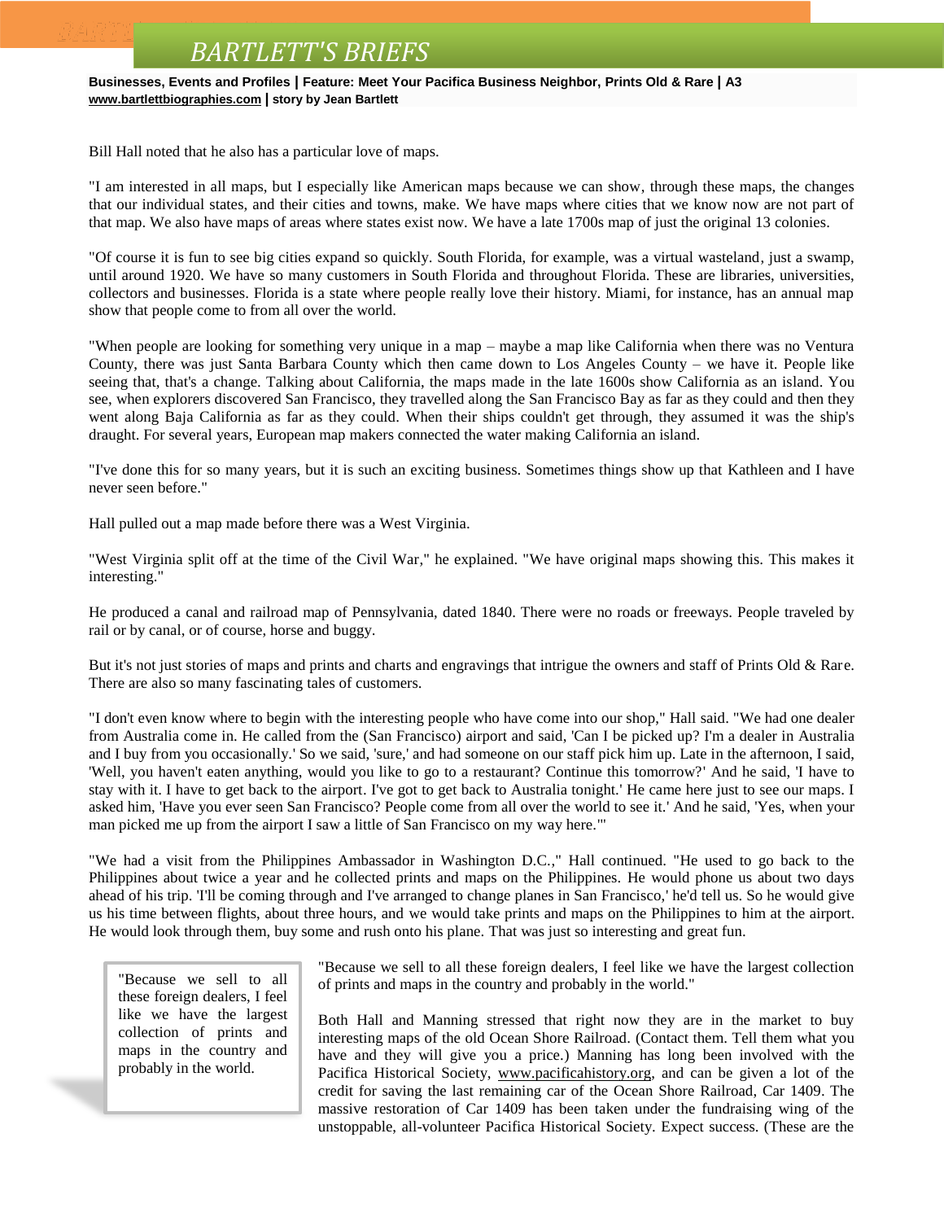Bill Hall noted that he also has a particular love of maps.

"I am interested in all maps, but I especially like American maps because we can show, through these maps, the changes that our individual states, and their cities and towns, make. We have maps where cities that we know now are not part of that map. We also have maps of areas where states exist now. We have a late 1700s map of just the original 13 colonies.

"Of course it is fun to see big cities expand so quickly. South Florida, for example, was a virtual wasteland, just a swamp, until around 1920. We have so many customers in South Florida and throughout Florida. These are libraries, universities, collectors and businesses. Florida is a state where people really love their history. Miami, for instance, has an annual map show that people come to from all over the world.

"When people are looking for something very unique in a map – maybe a map like California when there was no Ventura County, there was just Santa Barbara County which then came down to Los Angeles County – we have it. People like seeing that, that's a change. Talking about California, the maps made in the late 1600s show California as an island. You see, when explorers discovered San Francisco, they travelled along the San Francisco Bay as far as they could and then they went along Baja California as far as they could. When their ships couldn't get through, they assumed it was the ship's draught. For several years, European map makers connected the water making California an island.

"I've done this for so many years, but it is such an exciting business. Sometimes things show up that Kathleen and I have never seen before."

Hall pulled out a map made before there was a West Virginia.

"West Virginia split off at the time of the Civil War," he explained. "We have original maps showing this. This makes it interesting."

He produced a canal and railroad map of Pennsylvania, dated 1840. There were no roads or freeways. People traveled by rail or by canal, or of course, horse and buggy.

But it's not just stories of maps and prints and charts and engravings that intrigue the owners and staff of Prints Old & Rare. There are also so many fascinating tales of customers.

"I don't even know where to begin with the interesting people who have come into our shop," Hall said. "We had one dealer from Australia come in. He called from the (San Francisco) airport and said, 'Can I be picked up? I'm a dealer in Australia and I buy from you occasionally.' So we said, 'sure,' and had someone on our staff pick him up. Late in the afternoon, I said, 'Well, you haven't eaten anything, would you like to go to a restaurant? Continue this tomorrow?' And he said, 'I have to stay with it. I have to get back to the airport. I've got to get back to Australia tonight.' He came here just to see our maps. I asked him, 'Have you ever seen San Francisco? People come from all over the world to see it.' And he said, 'Yes, when your man picked me up from the airport I saw a little of San Francisco on my way here.'"

"We had a visit from the Philippines Ambassador in Washington D.C.," Hall continued. "He used to go back to the Philippines about twice a year and he collected prints and maps on the Philippines. He would phone us about two days ahead of his trip. 'I'll be coming through and I've arranged to change planes in San Francisco,' he'd tell us. So he would give us his time between flights, about three hours, and we would take prints and maps on the Philippines to him at the airport. He would look through them, buy some and rush onto his plane. That was just so interesting and great fun.

> "Because we sell to all these foreign dealers, I feel like we have the largest collection of prints and maps in the country and probably in the world.

"Because we sell to all these foreign dealers, I feel like we have the largest collection of prints and maps in the country and probably in the world."

Both Hall and Manning stressed that right now they are in the market to buy interesting maps of the old Ocean Shore Railroad. (Contact them. Tell them what you have and they will give you a price.) Manning has long been involved with the Pacifica Historical Society, www.pacificahistory.org, and can be given a lot of the credit for saving the last remaining car of the Ocean Shore Railroad, Car 1409. The massive restoration of Car 1409 has been taken under the fundraising wing of the unstoppable, all-volunteer Pacifica Historical Society. Expect success. (These are the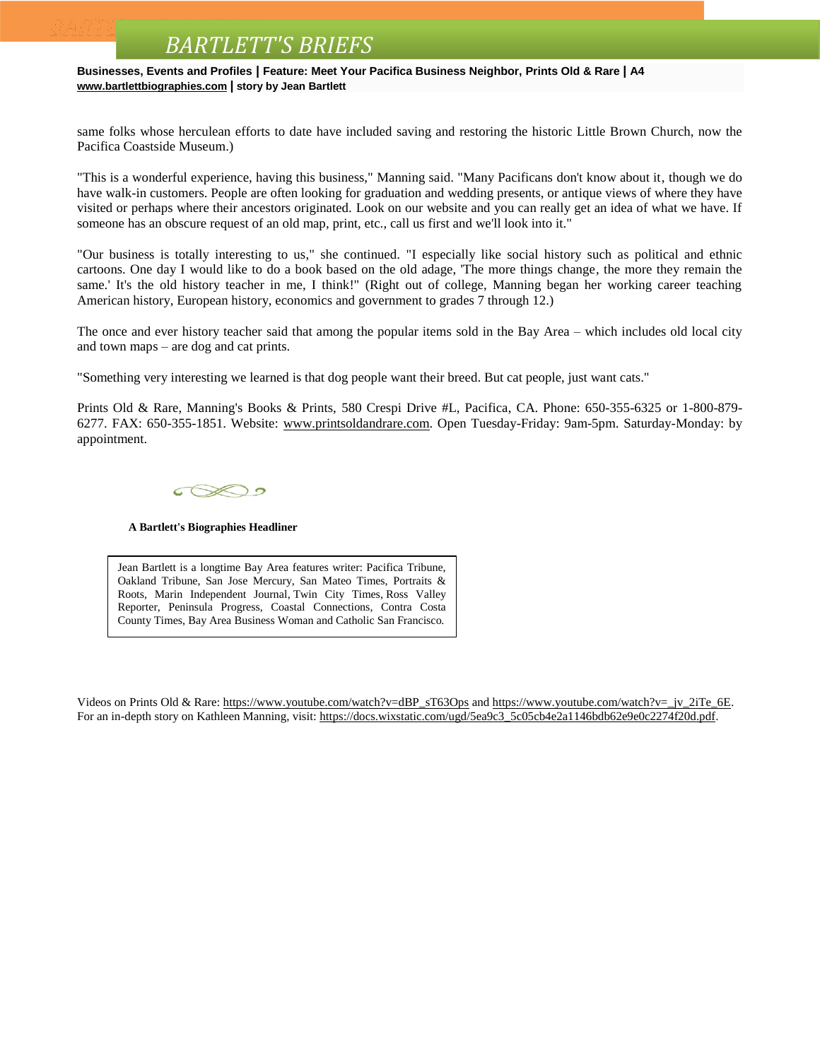same folks whose herculean efforts to date have included saving and restoring the historic Little Brown Church, now the Pacifica Coastside Museum.)

"This is a wonderful experience, having this business," Manning said. "Many Pacificans don't know about it, though we do have walk-in customers. People are often looking for graduation and wedding presents, or antique views of where they have visited or perhaps where their ancestors originated. Look on our website and you can really get an idea of what we have. If someone has an obscure request of an old map, print, etc., call us first and we'll look into it."

"Our business is totally interesting to us," she continued. "I especially like social history such as political and ethnic cartoons. One day I would like to do a book based on the old adage, 'The more things change, the more they remain the same.' It's the old history teacher in me, I think!" (Right out of college, Manning began her working career teaching American history, European history, economics and government to grades 7 through 12.)

The once and ever history teacher said that among the popular items sold in the Bay Area – which includes old local city and town maps – are dog and cat prints.

"Something very interesting we learned is that dog people want their breed. But cat people, just want cats."

Prints Old & Rare, Manning's Books & Prints, 580 Crespi Drive #L, Pacifica, CA. Phone: 650-355-6325 or 1-800-879-6277. FAX: 650-355-1851. Website: www.printsoldandrare.com. Open Tuesday-Friday: 9am-5pm. Saturday-Monday: by appointment.

**A Bartlett's Biographies Headliner**

Jean Bartlett is a longtime Bay Area features writer: Pacifica Tribune, Oakland Tribune, San Jose Mercury, San Mateo Times, Portraits & Roots, Marin Independent Journal, Twin City Times, Ross Valley Reporter, Peninsula Progress, Coastal Connections, Contra Costa County Times, Bay Area Business Woman and Catholic San Francisco.

Videos on Prints Old & Rare: https://www.youtube.com/watch?v=dBP_sT63Ops and https://www.youtube.com/watch?v=_jv_2iTe_6E. For an in-depth story on Kathleen Manning, visit: https://docs.wixstatic.com/ugd/5ea9c3_5c05cb4e2a1146bdb62e9e0c2274f20d.pdf.